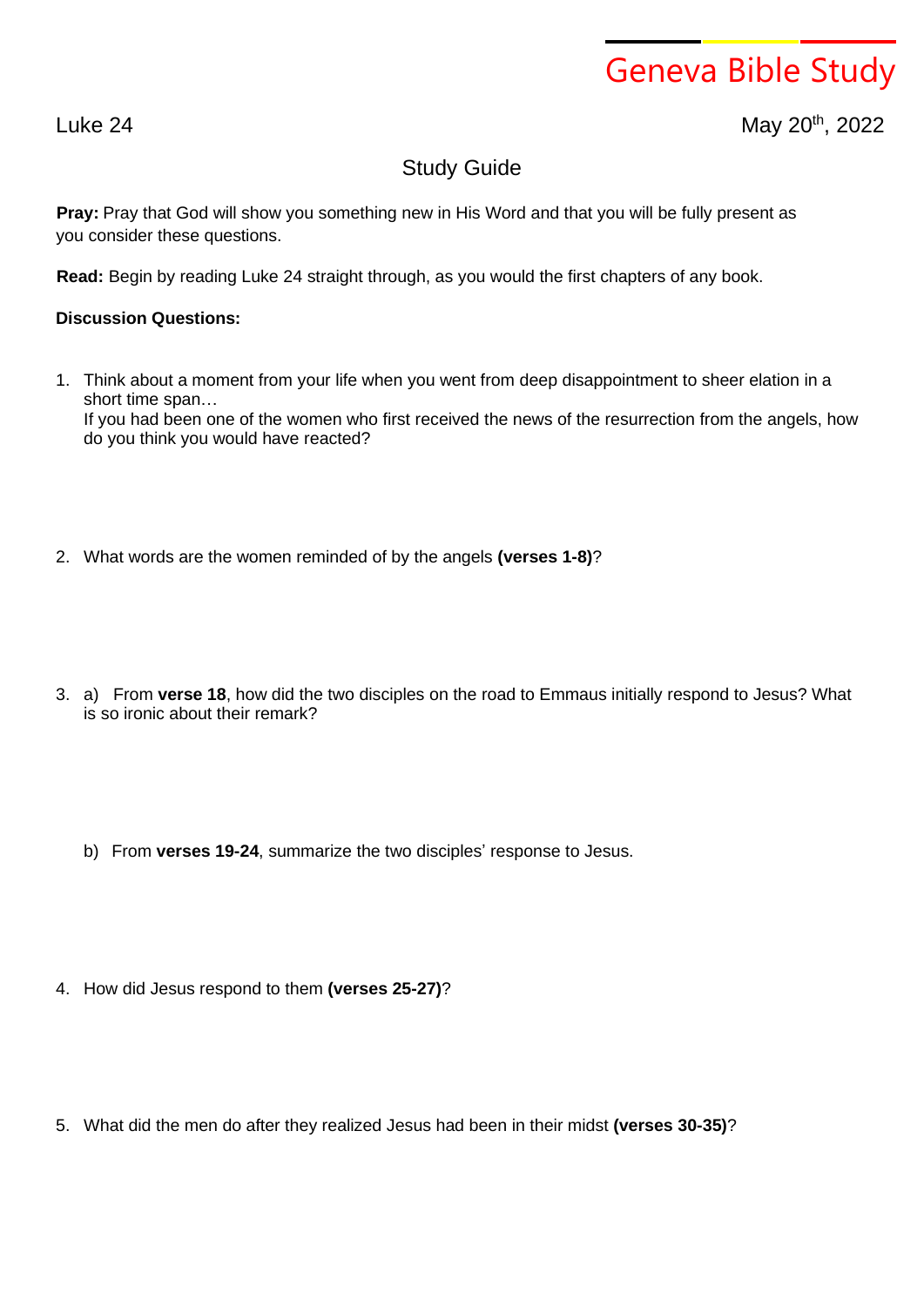# Geneva Bible Study

Luke 24

May 20th, 2022

## Study Guide

**Pray:** Pray that God will show you something new in His Word and that you will be fully present as you consider these questions.

**Read:** Begin by reading Luke 24 straight through, as you would the first chapters of any book.

**Discussion Questions:**

1. Think about a moment from your life when you went from deep disappointment to sheer elation in a short time span…
   If you had been one of the women who first received the news of the resurrection from the angels, how do you think you would have reacted?

2. What words are the women reminded of by the angels **(verses 1-8)**?

3. a) From **verse 18**, how did the two disciples on the road to Emmaus initially respond to Jesus? What is so ironic about their remark?

   b) From **verses 19-24**, summarize the two disciples' response to Jesus.

4. How did Jesus respond to them **(verses 25-27)**?

5. What did the men do after they realized Jesus had been in their midst **(verses 30-35)**?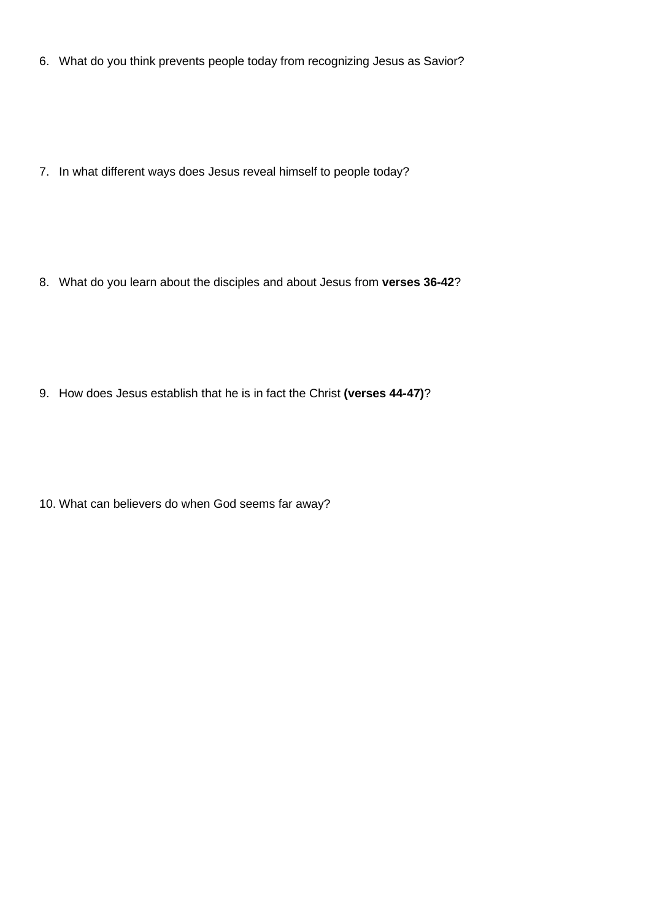6. What do you think prevents people today from recognizing Jesus as Savior?

7. In what different ways does Jesus reveal himself to people today?

8. What do you learn about the disciples and about Jesus from **verses 36-42**?

9. How does Jesus establish that he is in fact the Christ **(verses 44-47)**?

10. What can believers do when God seems far away?